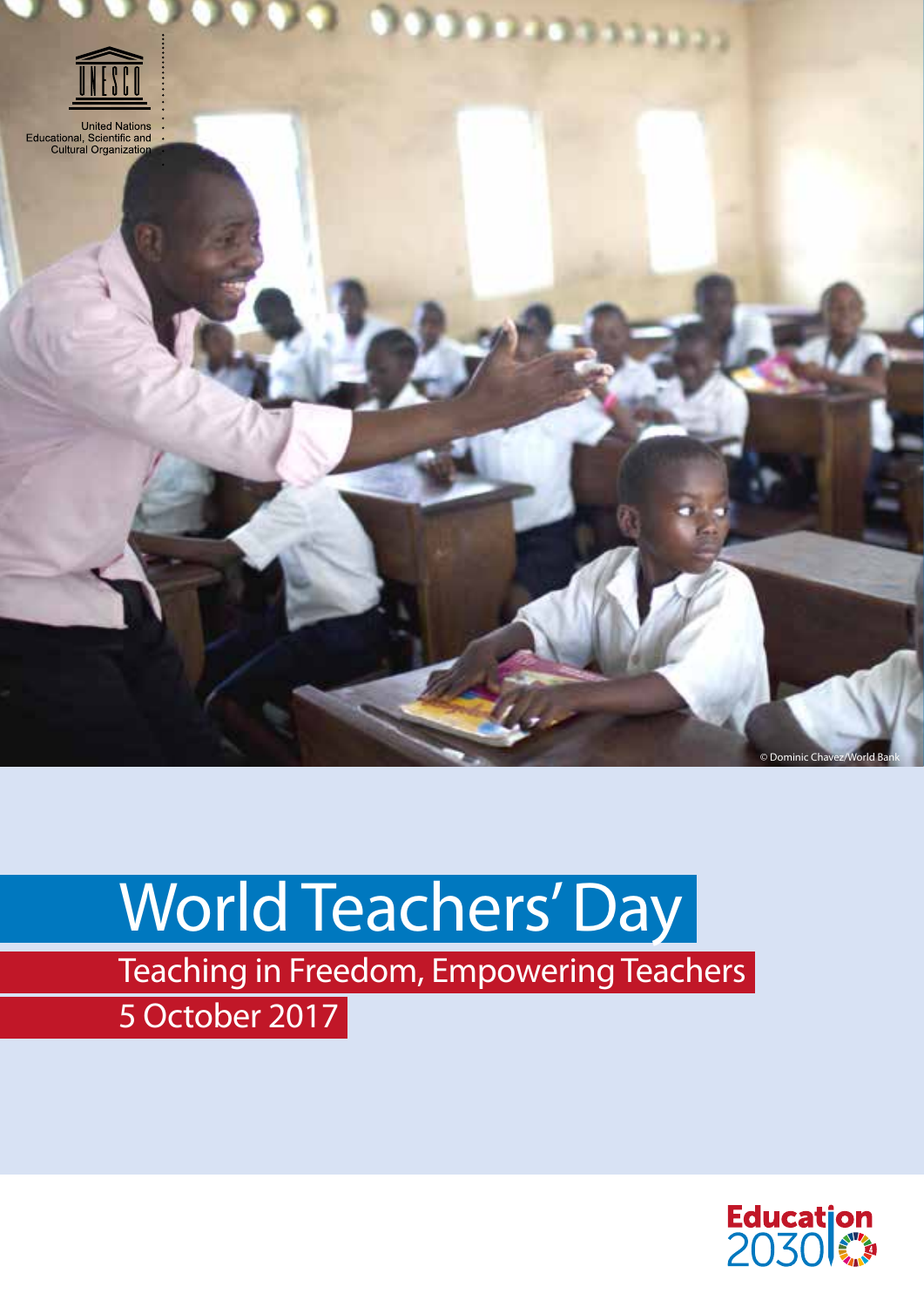United Nations Educational, Scientific and Cultural Organization

© Dominic Chavez/World Bank

# World Teachers' Day

## Teaching in Freedom, Empowering Teachers

5 October 2017

Education 2030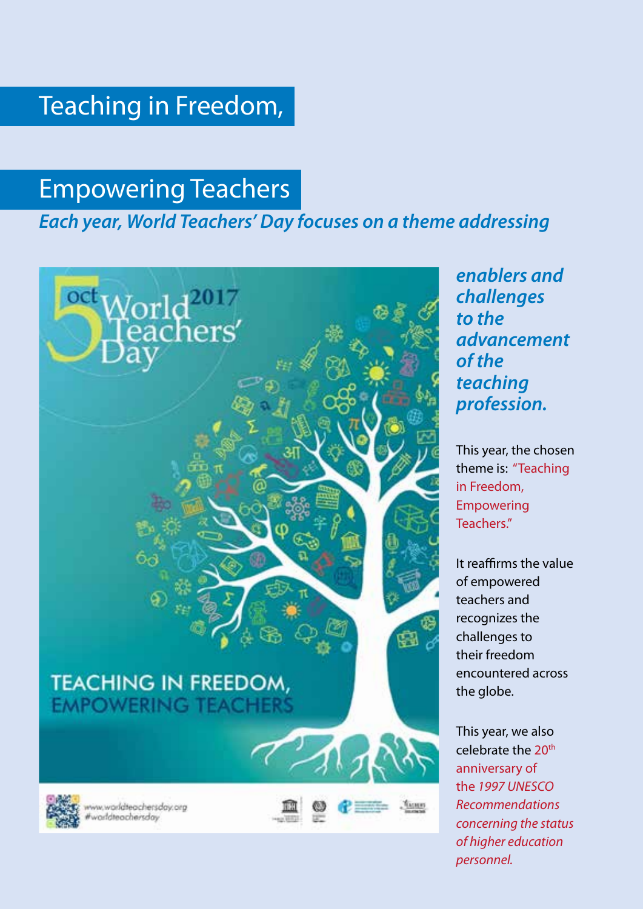# Teaching in Freedom, Empowering Teachers

***Each year, World Teachers' Day focuses on a theme addressing enablers and challenges to the advancement of the teaching profession.***

This year, the chosen theme is: "Teaching in Freedom, Empowering Teachers."

It reaffirms the value of empowered teachers and recognizes the challenges to their freedom encountered across the globe.

This year, we also celebrate the 20th anniversary of the *1997 UNESCO Recommendations concerning the status of higher education personnel.*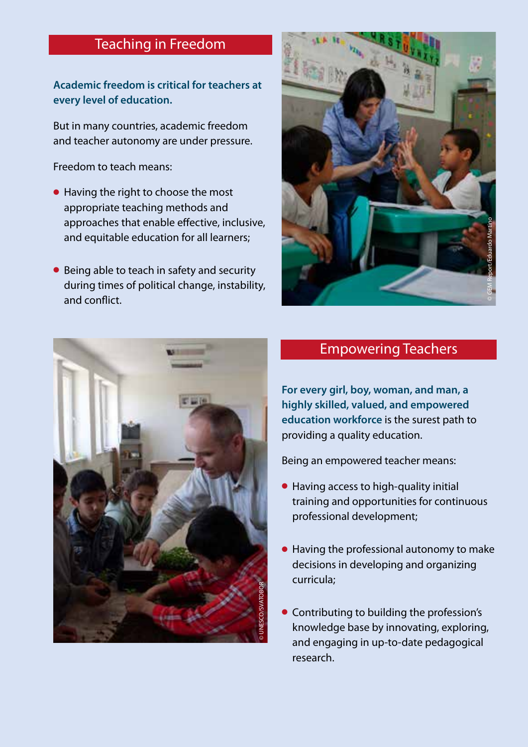## Teaching in Freedom

**Academic freedom is critical for teachers at every level of education.**

But in many countries, academic freedom and teacher autonomy are under pressure.

Freedom to teach means:

- Having the right to choose the most appropriate teaching methods and approaches that enable effective, inclusive, and equitable education for all learners;
- Being able to teach in safety and security during times of political change, instability, and conflict.

© GEM Report/Eduardo Martino

© UNESCO/SVATOBOR

## Empowering Teachers

**For every girl, boy, woman, and man, a highly skilled, valued, and empowered education workforce** is the surest path to providing a quality education.

Being an empowered teacher means:

- Having access to high-quality initial training and opportunities for continuous professional development;
- Having the professional autonomy to make decisions in developing and organizing curricula;
- Contributing to building the profession's knowledge base by innovating, exploring, and engaging in up-to-date pedagogical research.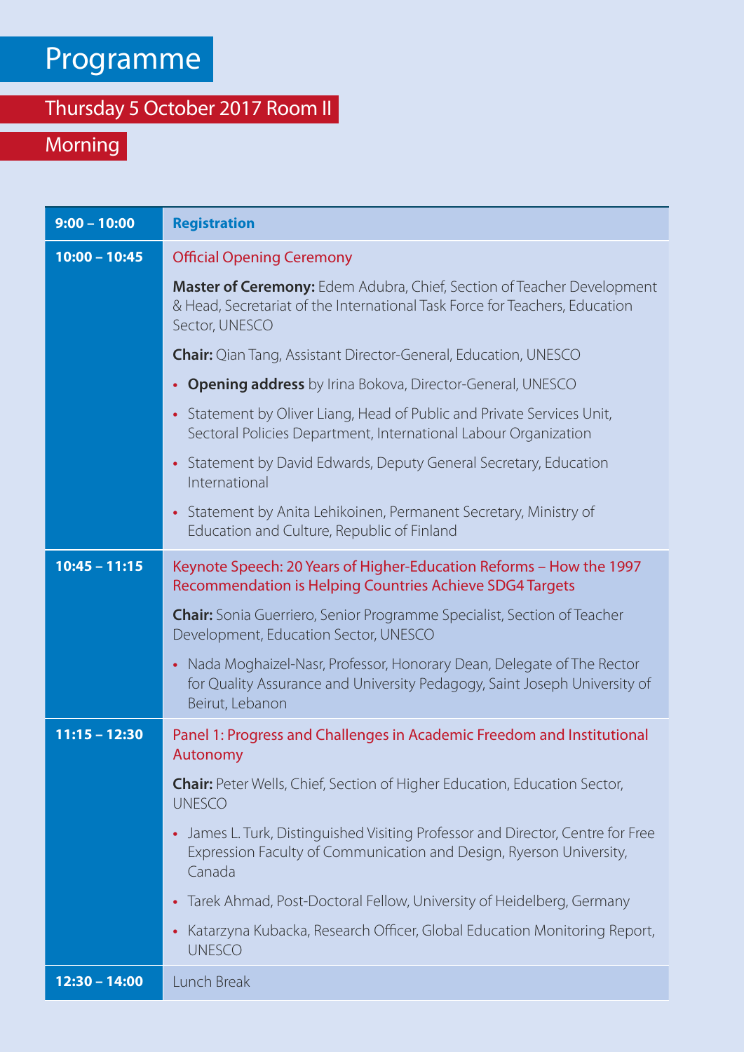# Programme

## Thursday 5 October 2017 Room II

### Morning

| Time | Session |
|---|---|
| **9:00 – 10:00** | **Registration** |
| **10:00 – 10:45** | Official Opening Ceremony<br><br>**Master of Ceremony:** Edem Adubra, Chief, Section of Teacher Development & Head, Secretariat of the International Task Force for Teachers, Education Sector, UNESCO<br><br>**Chair:** Qian Tang, Assistant Director-General, Education, UNESCO<br><br>• **Opening address** by Irina Bokova, Director-General, UNESCO<br>• Statement by Oliver Liang, Head of Public and Private Services Unit, Sectoral Policies Department, International Labour Organization<br>• Statement by David Edwards, Deputy General Secretary, Education International<br>• Statement by Anita Lehikoinen, Permanent Secretary, Ministry of Education and Culture, Republic of Finland |
| **10:45 – 11:15** | Keynote Speech: 20 Years of Higher-Education Reforms – How the 1997 Recommendation is Helping Countries Achieve SDG4 Targets<br><br>**Chair:** Sonia Guerriero, Senior Programme Specialist, Section of Teacher Development, Education Sector, UNESCO<br><br>• Nada Moghaizel-Nasr, Professor, Honorary Dean, Delegate of The Rector for Quality Assurance and University Pedagogy, Saint Joseph University of Beirut, Lebanon |
| **11:15 – 12:30** | Panel 1: Progress and Challenges in Academic Freedom and Institutional Autonomy<br><br>**Chair:** Peter Wells, Chief, Section of Higher Education, Education Sector, UNESCO<br><br>• James L. Turk, Distinguished Visiting Professor and Director, Centre for Free Expression Faculty of Communication and Design, Ryerson University, Canada<br>• Tarek Ahmad, Post-Doctoral Fellow, University of Heidelberg, Germany<br>• Katarzyna Kubacka, Research Officer, Global Education Monitoring Report, UNESCO |
| **12:30 – 14:00** | Lunch Break |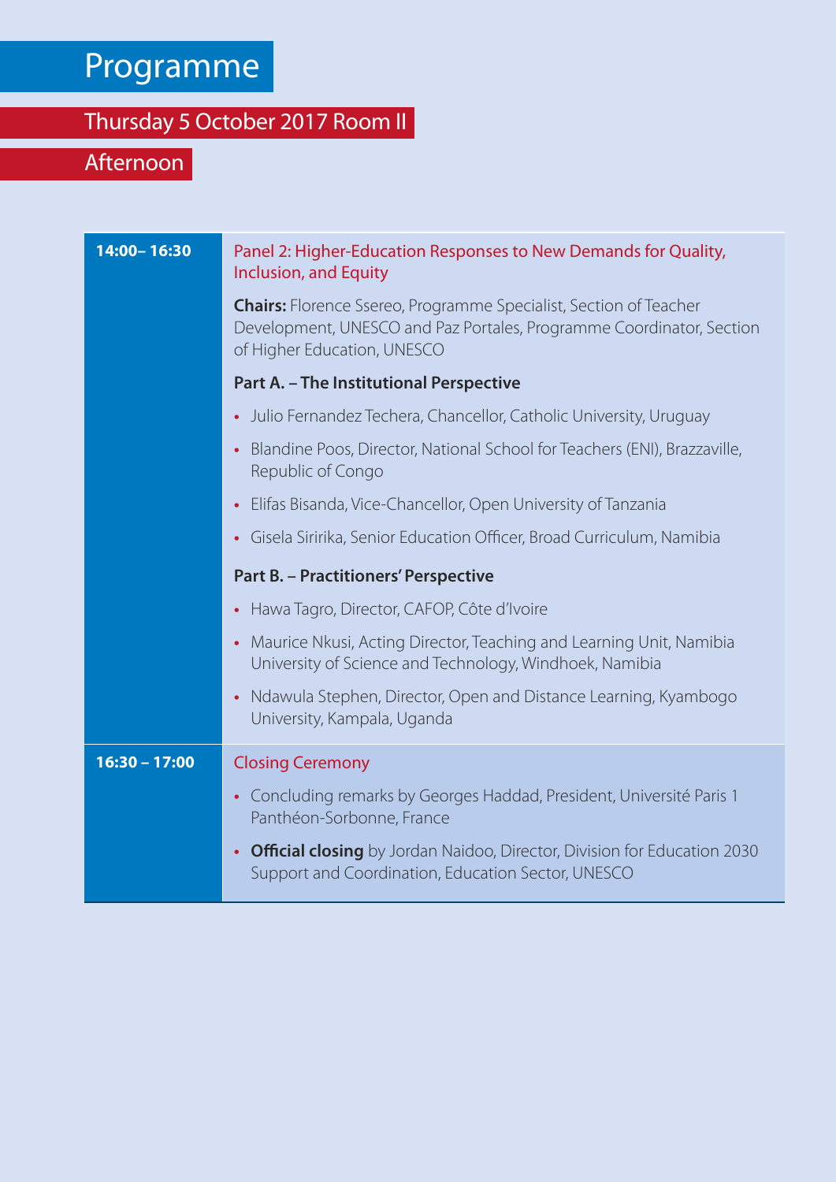# Programme

## Thursday 5 October 2017 Room II

### Afternoon

| Time | Session |
|---|---|
| **14:00– 16:30** | Panel 2: Higher-Education Responses to New Demands for Quality, Inclusion, and Equity<br><br>**Chairs:** Florence Ssereo, Programme Specialist, Section of Teacher Development, UNESCO and Paz Portales, Programme Coordinator, Section of Higher Education, UNESCO<br><br>**Part A. – The Institutional Perspective**<br>• Julio Fernandez Techera, Chancellor, Catholic University, Uruguay<br>• Blandine Poos, Director, National School for Teachers (ENI), Brazzaville, Republic of Congo<br>• Elifas Bisanda, Vice-Chancellor, Open University of Tanzania<br>• Gisela Siririka, Senior Education Officer, Broad Curriculum, Namibia<br><br>**Part B. – Practitioners' Perspective**<br>• Hawa Tagro, Director, CAFOP, Côte d'Ivoire<br>• Maurice Nkusi, Acting Director, Teaching and Learning Unit, Namibia University of Science and Technology, Windhoek, Namibia<br>• Ndawula Stephen, Director, Open and Distance Learning, Kyambogo University, Kampala, Uganda |
| **16:30 – 17:00** | Closing Ceremony<br>• Concluding remarks by Georges Haddad, President, Université Paris 1 Panthéon-Sorbonne, France<br>• **Official closing** by Jordan Naidoo, Director, Division for Education 2030 Support and Coordination, Education Sector, UNESCO |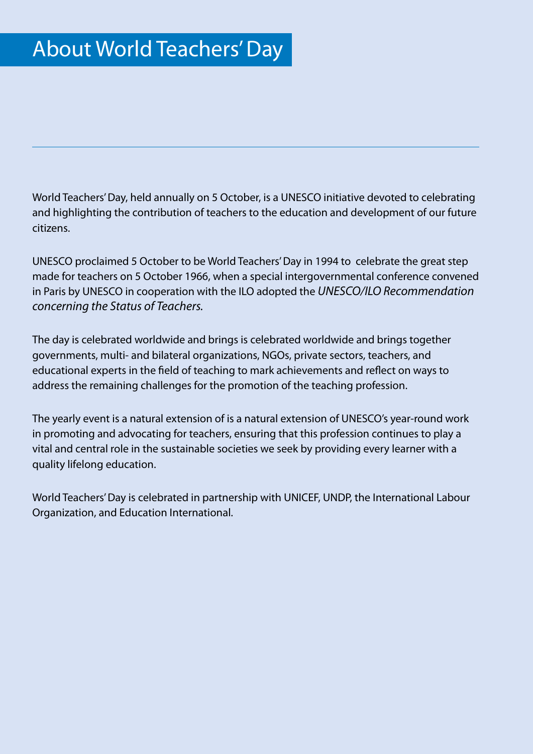# About World Teachers' Day

---

World Teachers' Day, held annually on 5 October, is a UNESCO initiative devoted to celebrating and highlighting the contribution of teachers to the education and development of our future citizens.

UNESCO proclaimed 5 October to be World Teachers' Day in 1994 to celebrate the great step made for teachers on 5 October 1966, when a special intergovernmental conference convened in Paris by UNESCO in cooperation with the ILO adopted the *UNESCO/ILO Recommendation concerning the Status of Teachers.*

The day is celebrated worldwide and brings is celebrated worldwide and brings together governments, multi- and bilateral organizations, NGOs, private sectors, teachers, and educational experts in the field of teaching to mark achievements and reflect on ways to address the remaining challenges for the promotion of the teaching profession.

The yearly event is a natural extension of is a natural extension of UNESCO's year-round work in promoting and advocating for teachers, ensuring that this profession continues to play a vital and central role in the sustainable societies we seek by providing every learner with a quality lifelong education.

World Teachers' Day is celebrated in partnership with UNICEF, UNDP, the International Labour Organization, and Education International.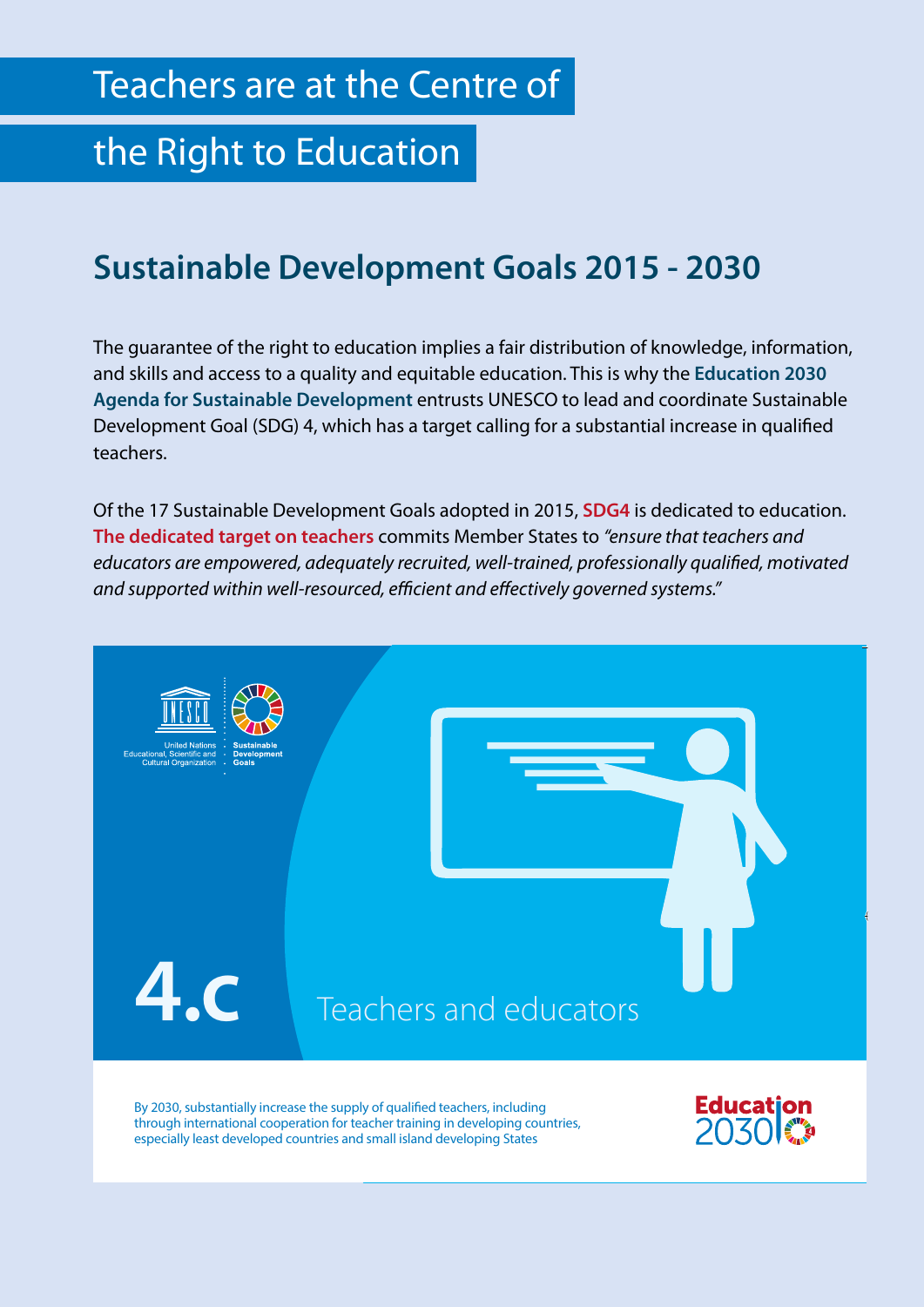# Teachers are at the Centre of the Right to Education

## Sustainable Development Goals 2015 - 2030

The guarantee of the right to education implies a fair distribution of knowledge, information, and skills and access to a quality and equitable education. This is why the **Education 2030 Agenda for Sustainable Development** entrusts UNESCO to lead and coordinate Sustainable Development Goal (SDG) 4, which has a target calling for a substantial increase in qualified teachers.

Of the 17 Sustainable Development Goals adopted in 2015, **SDG4** is dedicated to education. **The dedicated target on teachers** commits Member States to *"ensure that teachers and educators are empowered, adequately recruited, well-trained, professionally qualified, motivated and supported within well-resourced, efficient and effectively governed systems."*

United Nations Educational, Scientific and Cultural Organization · Sustainable Development Goals

**4.c** Teachers and educators

By 2030, substantially increase the supply of qualified teachers, including through international cooperation for teacher training in developing countries, especially least developed countries and small island developing States

Education 2030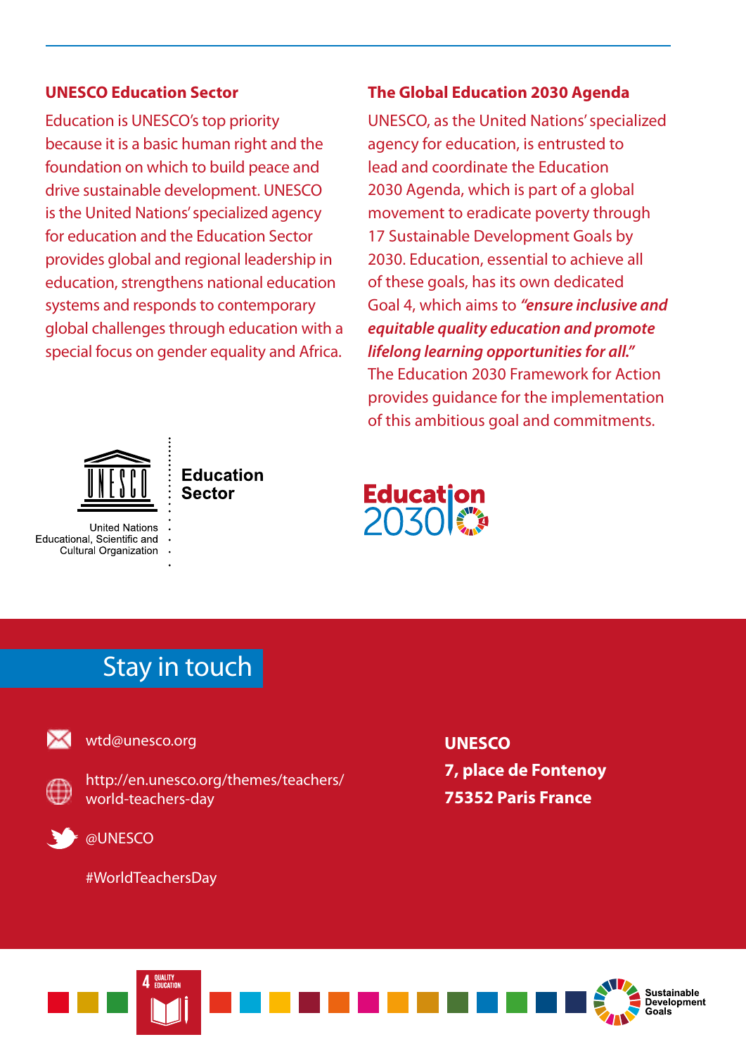## UNESCO Education Sector

Education is UNESCO's top priority because it is a basic human right and the foundation on which to build peace and drive sustainable development. UNESCO is the United Nations' specialized agency for education and the Education Sector provides global and regional leadership in education, strengthens national education systems and responds to contemporary global challenges through education with a special focus on gender equality and Africa.

## The Global Education 2030 Agenda

UNESCO, as the United Nations' specialized agency for education, is entrusted to lead and coordinate the Education 2030 Agenda, which is part of a global movement to eradicate poverty through 17 Sustainable Development Goals by 2030. Education, essential to achieve all of these goals, has its own dedicated Goal 4, which aims to ***"ensure inclusive and equitable quality education and promote lifelong learning opportunities for all."*** The Education 2030 Framework for Action provides guidance for the implementation of this ambitious goal and commitments.

United Nations Educational, Scientific and Cultural Organization

Education Sector

Education 2030

## Stay in touch

wtd@unesco.org

http://en.unesco.org/themes/teachers/world-teachers-day

@UNESCO

#WorldTeachersDay

**UNESCO**
**7, place de Fontenoy**
**75352 Paris France**

4 QUALITY EDUCATION

Sustainable Development Goals